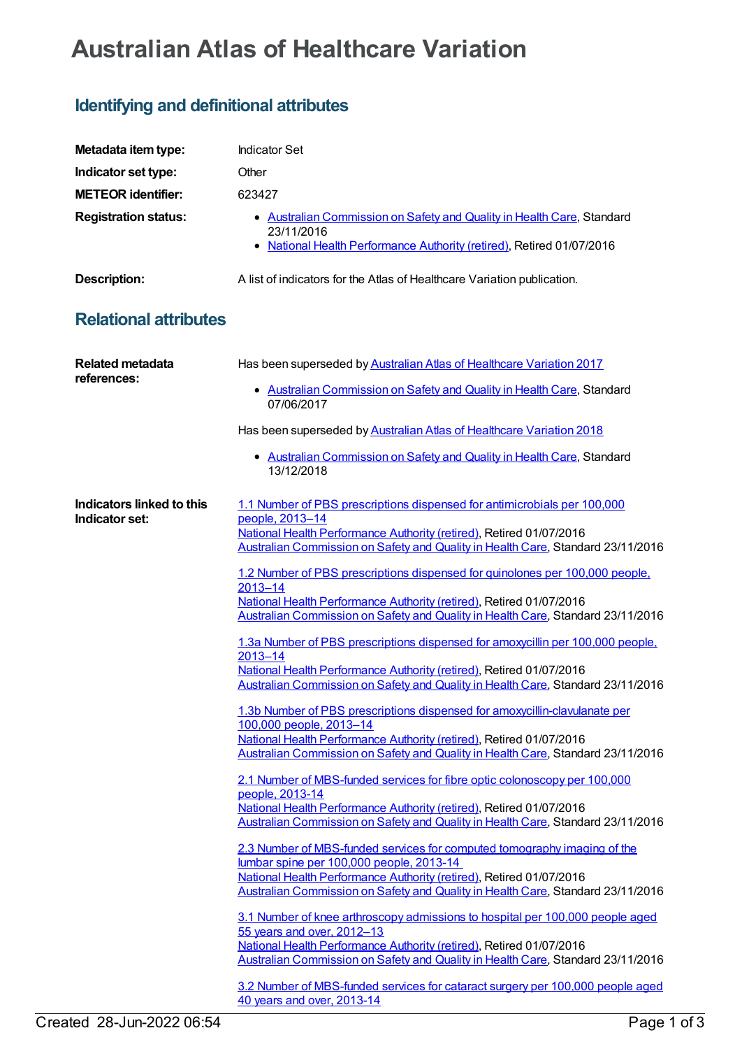# Australian Atlas of Healthcare Variation

## Identifying and definitional attributes

**Metadata item type:** Indicator Set

**Indicator set type:** Other

**METEOR identifier:** 623427

**Registration status:**

- Australian Commission on Safety and Quality in Health Care, Standard 23/11/2016
- National Health Performance Authority (retired), Retired 01/07/2016

**Description:** A list of indicators for the Atlas of Healthcare Variation publication.

## Relational attributes

**Related metadata references:**

Has been superseded by Australian Atlas of Healthcare Variation 2017

- Australian Commission on Safety and Quality in Health Care, Standard 07/06/2017

Has been superseded by Australian Atlas of Healthcare Variation 2018

- Australian Commission on Safety and Quality in Health Care, Standard 13/12/2018

**Indicators linked to this Indicator set:**

1.1 Number of PBS prescriptions dispensed for antimicrobials per 100,000 people, 2013–14
National Health Performance Authority (retired), Retired 01/07/2016
Australian Commission on Safety and Quality in Health Care, Standard 23/11/2016

1.2 Number of PBS prescriptions dispensed for quinolones per 100,000 people, 2013–14
National Health Performance Authority (retired), Retired 01/07/2016
Australian Commission on Safety and Quality in Health Care, Standard 23/11/2016

1.3a Number of PBS prescriptions dispensed for amoxycillin per 100,000 people, 2013–14
National Health Performance Authority (retired), Retired 01/07/2016
Australian Commission on Safety and Quality in Health Care, Standard 23/11/2016

1.3b Number of PBS prescriptions dispensed for amoxycillin-clavulanate per 100,000 people, 2013–14
National Health Performance Authority (retired), Retired 01/07/2016
Australian Commission on Safety and Quality in Health Care, Standard 23/11/2016

2.1 Number of MBS-funded services for fibre optic colonoscopy per 100,000 people, 2013-14
National Health Performance Authority (retired), Retired 01/07/2016
Australian Commission on Safety and Quality in Health Care, Standard 23/11/2016

2.3 Number of MBS-funded services for computed tomography imaging of the lumbar spine per 100,000 people, 2013-14
National Health Performance Authority (retired), Retired 01/07/2016
Australian Commission on Safety and Quality in Health Care, Standard 23/11/2016

3.1 Number of knee arthroscopy admissions to hospital per 100,000 people aged 55 years and over, 2012–13
National Health Performance Authority (retired), Retired 01/07/2016
Australian Commission on Safety and Quality in Health Care, Standard 23/11/2016

3.2 Number of MBS-funded services for cataract surgery per 100,000 people aged 40 years and over, 2013-14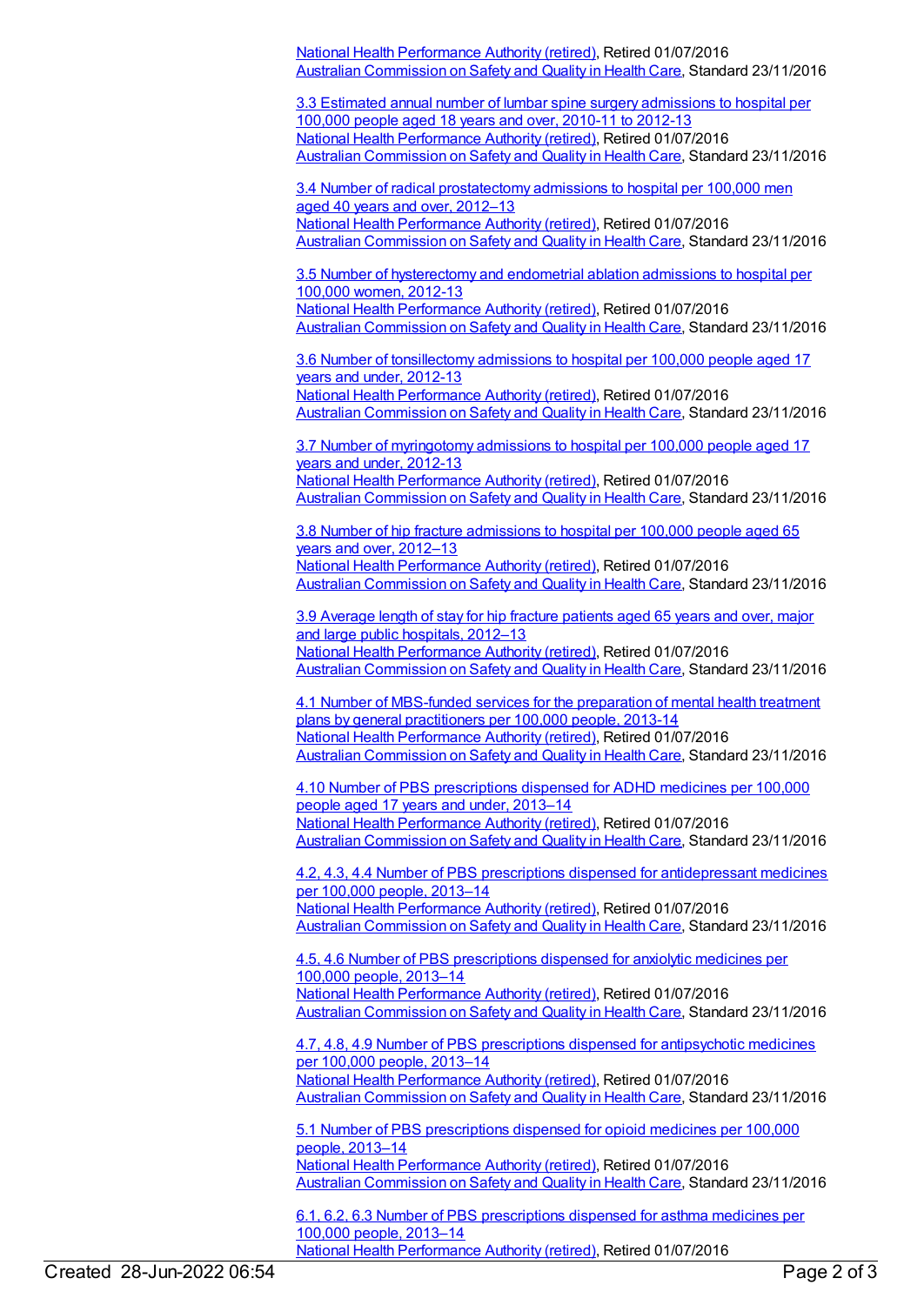National Health Performance Authority (retired), Retired 01/07/2016
Australian Commission on Safety and Quality in Health Care, Standard 23/11/2016

3.3 Estimated annual number of lumbar spine surgery admissions to hospital per 100,000 people aged 18 years and over, 2010-11 to 2012-13
National Health Performance Authority (retired), Retired 01/07/2016
Australian Commission on Safety and Quality in Health Care, Standard 23/11/2016

3.4 Number of radical prostatectomy admissions to hospital per 100,000 men aged 40 years and over, 2012–13
National Health Performance Authority (retired), Retired 01/07/2016
Australian Commission on Safety and Quality in Health Care, Standard 23/11/2016

3.5 Number of hysterectomy and endometrial ablation admissions to hospital per 100,000 women, 2012-13
National Health Performance Authority (retired), Retired 01/07/2016
Australian Commission on Safety and Quality in Health Care, Standard 23/11/2016

3.6 Number of tonsillectomy admissions to hospital per 100,000 people aged 17 years and under, 2012-13
National Health Performance Authority (retired), Retired 01/07/2016
Australian Commission on Safety and Quality in Health Care, Standard 23/11/2016

3.7 Number of myringotomy admissions to hospital per 100,000 people aged 17 years and under, 2012-13
National Health Performance Authority (retired), Retired 01/07/2016
Australian Commission on Safety and Quality in Health Care, Standard 23/11/2016

3.8 Number of hip fracture admissions to hospital per 100,000 people aged 65 years and over, 2012–13
National Health Performance Authority (retired), Retired 01/07/2016
Australian Commission on Safety and Quality in Health Care, Standard 23/11/2016

3.9 Average length of stay for hip fracture patients aged 65 years and over, major and large public hospitals, 2012–13
National Health Performance Authority (retired), Retired 01/07/2016
Australian Commission on Safety and Quality in Health Care, Standard 23/11/2016

4.1 Number of MBS-funded services for the preparation of mental health treatment plans by general practitioners per 100,000 people, 2013-14
National Health Performance Authority (retired), Retired 01/07/2016
Australian Commission on Safety and Quality in Health Care, Standard 23/11/2016

4.10 Number of PBS prescriptions dispensed for ADHD medicines per 100,000 people aged 17 years and under, 2013–14
National Health Performance Authority (retired), Retired 01/07/2016
Australian Commission on Safety and Quality in Health Care, Standard 23/11/2016

4.2, 4.3, 4.4 Number of PBS prescriptions dispensed for antidepressant medicines per 100,000 people, 2013–14
National Health Performance Authority (retired), Retired 01/07/2016
Australian Commission on Safety and Quality in Health Care, Standard 23/11/2016

4.5, 4.6 Number of PBS prescriptions dispensed for anxiolytic medicines per 100,000 people, 2013–14
National Health Performance Authority (retired), Retired 01/07/2016
Australian Commission on Safety and Quality in Health Care, Standard 23/11/2016

4.7, 4.8, 4.9 Number of PBS prescriptions dispensed for antipsychotic medicines per 100,000 people, 2013–14
National Health Performance Authority (retired), Retired 01/07/2016
Australian Commission on Safety and Quality in Health Care, Standard 23/11/2016

5.1 Number of PBS prescriptions dispensed for opioid medicines per 100,000 people, 2013–14
National Health Performance Authority (retired), Retired 01/07/2016
Australian Commission on Safety and Quality in Health Care, Standard 23/11/2016

6.1, 6.2, 6.3 Number of PBS prescriptions dispensed for asthma medicines per 100,000 people, 2013–14
National Health Performance Authority (retired), Retired 01/07/2016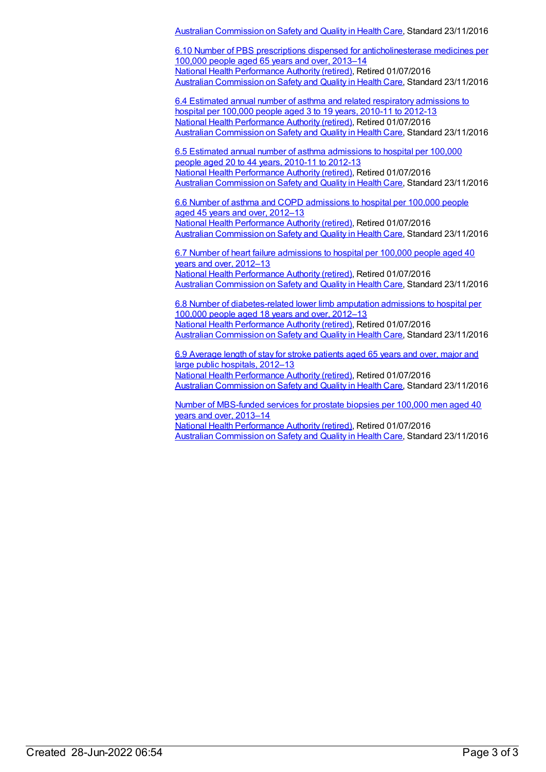Australian Commission on Safety and Quality in Health Care, Standard 23/11/2016

6.10 Number of PBS prescriptions dispensed for anticholinesterase medicines per 100,000 people aged 65 years and over, 2013–14
National Health Performance Authority (retired), Retired 01/07/2016
Australian Commission on Safety and Quality in Health Care, Standard 23/11/2016

6.4 Estimated annual number of asthma and related respiratory admissions to hospital per 100,000 people aged 3 to 19 years, 2010-11 to 2012-13
National Health Performance Authority (retired), Retired 01/07/2016
Australian Commission on Safety and Quality in Health Care, Standard 23/11/2016

6.5 Estimated annual number of asthma admissions to hospital per 100,000 people aged 20 to 44 years, 2010-11 to 2012-13
National Health Performance Authority (retired), Retired 01/07/2016
Australian Commission on Safety and Quality in Health Care, Standard 23/11/2016

6.6 Number of asthma and COPD admissions to hospital per 100,000 people aged 45 years and over, 2012–13
National Health Performance Authority (retired), Retired 01/07/2016
Australian Commission on Safety and Quality in Health Care, Standard 23/11/2016

6.7 Number of heart failure admissions to hospital per 100,000 people aged 40 years and over, 2012–13
National Health Performance Authority (retired), Retired 01/07/2016
Australian Commission on Safety and Quality in Health Care, Standard 23/11/2016

6.8 Number of diabetes-related lower limb amputation admissions to hospital per 100,000 people aged 18 years and over, 2012–13
National Health Performance Authority (retired), Retired 01/07/2016
Australian Commission on Safety and Quality in Health Care, Standard 23/11/2016

6.9 Average length of stay for stroke patients aged 65 years and over, major and large public hospitals, 2012–13
National Health Performance Authority (retired), Retired 01/07/2016
Australian Commission on Safety and Quality in Health Care, Standard 23/11/2016

Number of MBS-funded services for prostate biopsies per 100,000 men aged 40 years and over, 2013–14
National Health Performance Authority (retired), Retired 01/07/2016
Australian Commission on Safety and Quality in Health Care, Standard 23/11/2016